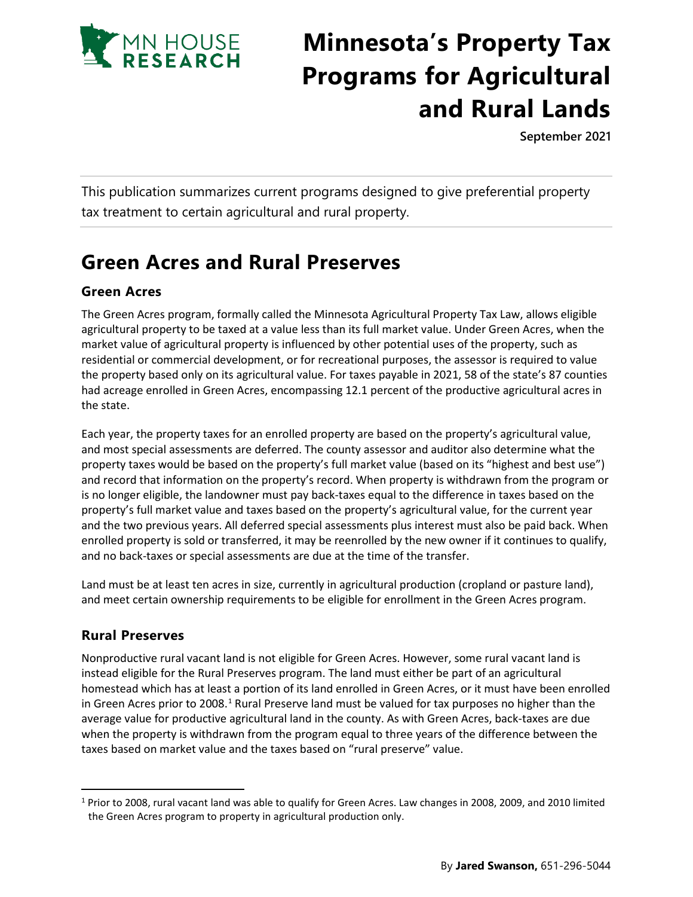# Minnesota's Property Tax Programs for Agricultural and Rural Lands

**September 2021**

This publication summarizes current programs designed to give preferential property tax treatment to certain agricultural and rural property.

## Green Acres and Rural Preserves

### Green Acres

The Green Acres program, formally called the Minnesota Agricultural Property Tax Law, allows eligible agricultural property to be taxed at a value less than its full market value. Under Green Acres, when the market value of agricultural property is influenced by other potential uses of the property, such as residential or commercial development, or for recreational purposes, the assessor is required to value the property based only on its agricultural value. For taxes payable in 2021, 58 of the state's 87 counties had acreage enrolled in Green Acres, encompassing 12.1 percent of the productive agricultural acres in the state.

Each year, the property taxes for an enrolled property are based on the property's agricultural value, and most special assessments are deferred. The county assessor and auditor also determine what the property taxes would be based on the property's full market value (based on its "highest and best use") and record that information on the property's record. When property is withdrawn from the program or is no longer eligible, the landowner must pay back-taxes equal to the difference in taxes based on the property's full market value and taxes based on the property's agricultural value, for the current year and the two previous years. All deferred special assessments plus interest must also be paid back. When enrolled property is sold or transferred, it may be reenrolled by the new owner if it continues to qualify, and no back-taxes or special assessments are due at the time of the transfer.

Land must be at least ten acres in size, currently in agricultural production (cropland or pasture land), and meet certain ownership requirements to be eligible for enrollment in the Green Acres program.

### Rural Preserves

Nonproductive rural vacant land is not eligible for Green Acres. However, some rural vacant land is instead eligible for the Rural Preserves program. The land must either be part of an agricultural homestead which has at least a portion of its land enrolled in Green Acres, or it must have been enrolled in Green Acres prior to 2008.[1] Rural Preserve land must be valued for tax purposes no higher than the average value for productive agricultural land in the county. As with Green Acres, back-taxes are due when the property is withdrawn from the program equal to three years of the difference between the taxes based on market value and the taxes based on "rural preserve" value.

[1] Prior to 2008, rural vacant land was able to qualify for Green Acres. Law changes in 2008, 2009, and 2010 limited the Green Acres program to property in agricultural production only.

By **Jared Swanson,** 651-296-5044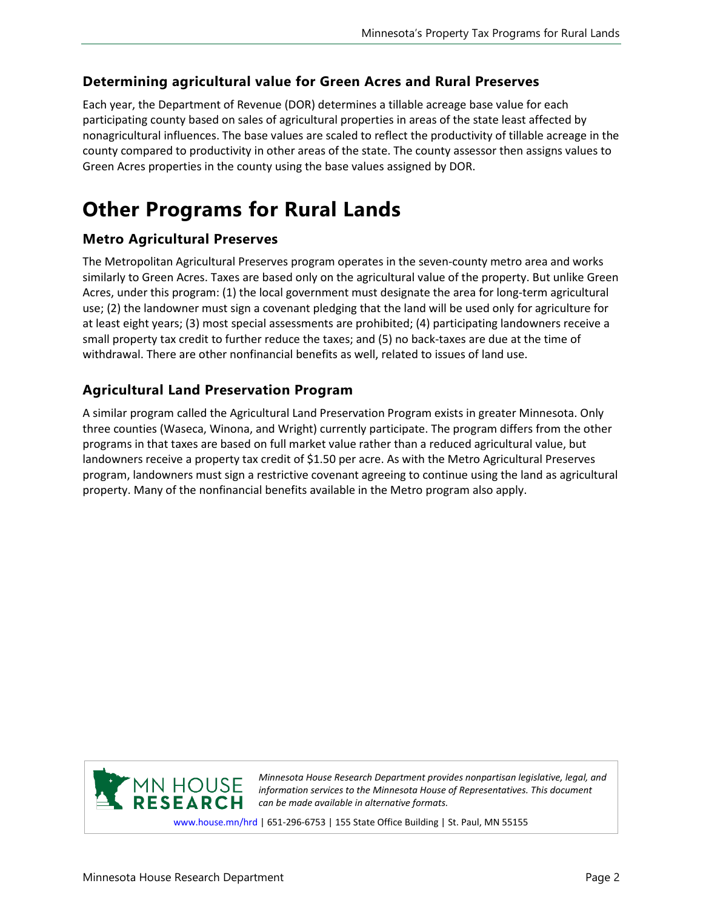### Determining agricultural value for Green Acres and Rural Preserves

Each year, the Department of Revenue (DOR) determines a tillable acreage base value for each participating county based on sales of agricultural properties in areas of the state least affected by nonagricultural influences. The base values are scaled to reflect the productivity of tillable acreage in the county compared to productivity in other areas of the state. The county assessor then assigns values to Green Acres properties in the county using the base values assigned by DOR.

## Other Programs for Rural Lands

### Metro Agricultural Preserves

The Metropolitan Agricultural Preserves program operates in the seven-county metro area and works similarly to Green Acres. Taxes are based only on the agricultural value of the property. But unlike Green Acres, under this program: (1) the local government must designate the area for long-term agricultural use; (2) the landowner must sign a covenant pledging that the land will be used only for agriculture for at least eight years; (3) most special assessments are prohibited; (4) participating landowners receive a small property tax credit to further reduce the taxes; and (5) no back-taxes are due at the time of withdrawal. There are other nonfinancial benefits as well, related to issues of land use.

### Agricultural Land Preservation Program

A similar program called the Agricultural Land Preservation Program exists in greater Minnesota. Only three counties (Waseca, Winona, and Wright) currently participate. The program differs from the other programs in that taxes are based on full market value rather than a reduced agricultural value, but landowners receive a property tax credit of $1.50 per acre. As with the Metro Agricultural Preserves program, landowners must sign a restrictive covenant agreeing to continue using the land as agricultural property. Many of the nonfinancial benefits available in the Metro program also apply.

MN HOUSE RESEARCH

*Minnesota House Research Department provides nonpartisan legislative, legal, and information services to the Minnesota House of Representatives. This document can be made available in alternative formats.*

www.house.mn/hrd | 651-296-6753 | 155 State Office Building | St. Paul, MN 55155